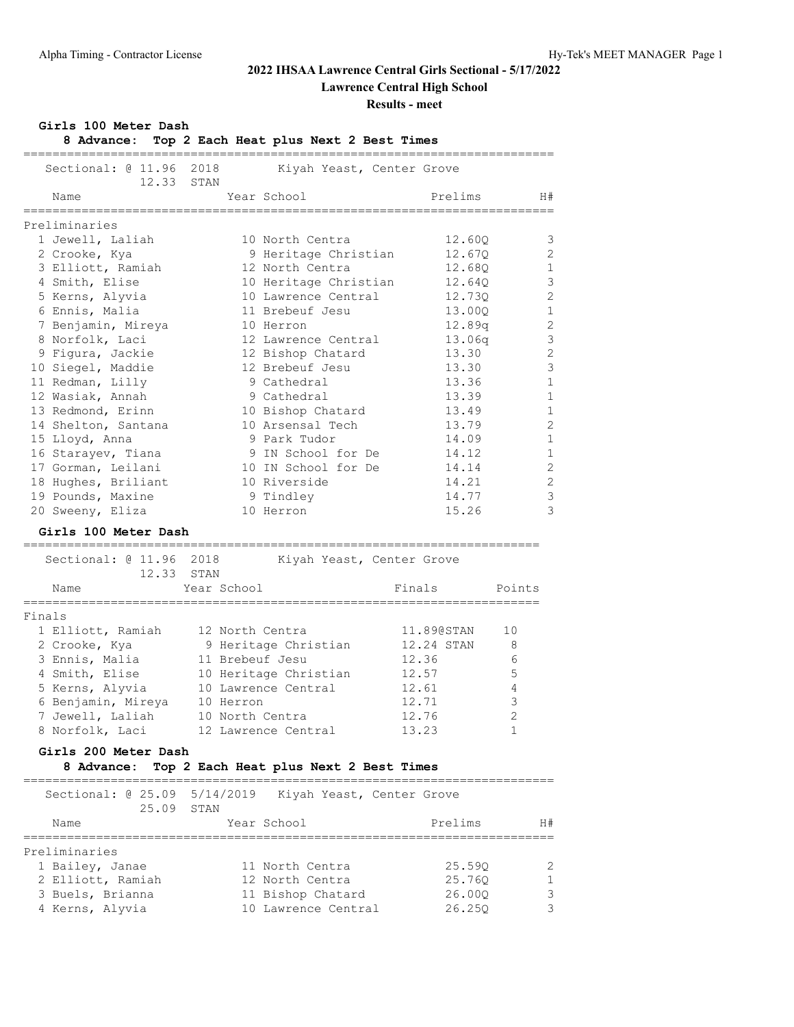# 2022 IHSAA Lawrence Central Girls Sectional - 5/17/2022

## Lawrence Central High School

### Results - meet

**Girls 100 Meter Dash**

**8 Advance: Top 2 Each Heat plus Next 2 Best Times**

Sectional: @ 11.96 2018 Kiyah Yeast, Center Grove
12.33 STAN

Preliminaries

| | Name | Year | School | Prelims | H# |
|---|---|---|---|---|---|
| 1 | Jewell, Laliah | 10 | North Centra | 12.60Q | 3 |
| 2 | Crooke, Kya | 9 | Heritage Christian | 12.67Q | 2 |
| 3 | Elliott, Ramiah | 12 | North Centra | 12.68Q | 1 |
| 4 | Smith, Elise | 10 | Heritage Christian | 12.64Q | 3 |
| 5 | Kerns, Alyvia | 10 | Lawrence Central | 12.73Q | 2 |
| 6 | Ennis, Malia | 11 | Brebeuf Jesu | 13.00Q | 1 |
| 7 | Benjamin, Mireya | 10 | Herron | 12.89q | 2 |
| 8 | Norfolk, Laci | 12 | Lawrence Central | 13.06q | 3 |
| 9 | Figura, Jackie | 12 | Bishop Chatard | 13.30 | 2 |
| 10 | Siegel, Maddie | 12 | Brebeuf Jesu | 13.30 | 3 |
| 11 | Redman, Lilly | 9 | Cathedral | 13.36 | 1 |
| 12 | Wasiak, Annah | 9 | Cathedral | 13.39 | 1 |
| 13 | Redmond, Erinn | 10 | Bishop Chatard | 13.49 | 1 |
| 14 | Shelton, Santana | 10 | Arsensal Tech | 13.79 | 2 |
| 15 | Lloyd, Anna | 9 | Park Tudor | 14.09 | 1 |
| 16 | Starayev, Tiana | 9 | IN School for De | 14.12 | 1 |
| 17 | Gorman, Leilani | 10 | IN School for De | 14.14 | 2 |
| 18 | Hughes, Briliant | 10 | Riverside | 14.21 | 2 |
| 19 | Pounds, Maxine | 9 | Tindley | 14.77 | 3 |
| 20 | Sweeny, Eliza | 10 | Herron | 15.26 | 3 |

**Girls 100 Meter Dash**

Sectional: @ 11.96 2018 Kiyah Yeast, Center Grove
12.33 STAN

Finals

| | Name | Year | School | Finals | Points |
|---|---|---|---|---|---|
| 1 | Elliott, Ramiah | 12 | North Centra | 11.89@STAN | 10 |
| 2 | Crooke, Kya | 9 | Heritage Christian | 12.24 STAN | 8 |
| 3 | Ennis, Malia | 11 | Brebeuf Jesu | 12.36 | 6 |
| 4 | Smith, Elise | 10 | Heritage Christian | 12.57 | 5 |
| 5 | Kerns, Alyvia | 10 | Lawrence Central | 12.61 | 4 |
| 6 | Benjamin, Mireya | 10 | Herron | 12.71 | 3 |
| 7 | Jewell, Laliah | 10 | North Centra | 12.76 | 2 |
| 8 | Norfolk, Laci | 12 | Lawrence Central | 13.23 | 1 |

**Girls 200 Meter Dash**

**8 Advance: Top 2 Each Heat plus Next 2 Best Times**

Sectional: @ 25.09 5/14/2019 Kiyah Yeast, Center Grove
25.09 STAN

Preliminaries

| | Name | Year | School | Prelims | H# |
|---|---|---|---|---|---|
| 1 | Bailey, Janae | 11 | North Centra | 25.59Q | 2 |
| 2 | Elliott, Ramiah | 12 | North Centra | 25.76Q | 1 |
| 3 | Buels, Brianna | 11 | Bishop Chatard | 26.00Q | 3 |
| 4 | Kerns, Alyvia | 10 | Lawrence Central | 26.25Q | 3 |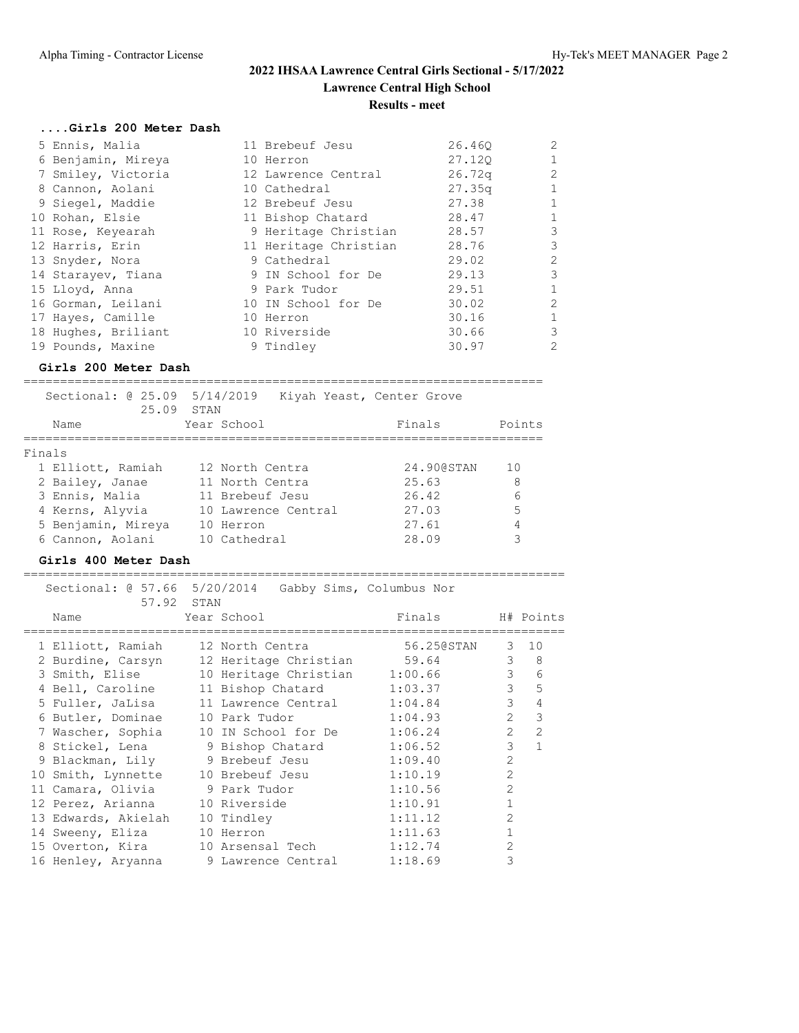## 2022 IHSAA Lawrence Central Girls Sectional - 5/17/2022

**Lawrence Central High School**

**Results - meet**

### ....Girls 200 Meter Dash

| Place | Name | Year | School | Prelims | H# |
|---|---|---|---|---|---|
| 5 | Ennis, Malia | 11 | Brebeuf Jesu | 26.46Q | 2 |
| 6 | Benjamin, Mireya | 10 | Herron | 27.12Q | 1 |
| 7 | Smiley, Victoria | 12 | Lawrence Central | 26.72q | 2 |
| 8 | Cannon, Aolani | 10 | Cathedral | 27.35q | 1 |
| 9 | Siegel, Maddie | 12 | Brebeuf Jesu | 27.38 | 1 |
| 10 | Rohan, Elsie | 11 | Bishop Chatard | 28.47 | 1 |
| 11 | Rose, Keyearah | 9 | Heritage Christian | 28.57 | 3 |
| 12 | Harris, Erin | 11 | Heritage Christian | 28.76 | 3 |
| 13 | Snyder, Nora | 9 | Cathedral | 29.02 | 2 |
| 14 | Starayev, Tiana | 9 | IN School for De | 29.13 | 3 |
| 15 | Lloyd, Anna | 9 | Park Tudor | 29.51 | 1 |
| 16 | Gorman, Leilani | 10 | IN School for De | 30.02 | 2 |
| 17 | Hayes, Camille | 10 | Herron | 30.16 | 1 |
| 18 | Hughes, Briliant | 10 | Riverside | 30.66 | 3 |
| 19 | Pounds, Maxine | 9 | Tindley | 30.97 | 2 |

### Girls 200 Meter Dash

Sectional: @ 25.09 5/14/2019 Kiyah Yeast, Center Grove
25.09 STAN

**Finals**

| Place | Name | Year | School | Finals | Points |
|---|---|---|---|---|---|
| 1 | Elliott, Ramiah | 12 | North Centra | 24.90@STAN | 10 |
| 2 | Bailey, Janae | 11 | North Centra | 25.63 | 8 |
| 3 | Ennis, Malia | 11 | Brebeuf Jesu | 26.42 | 6 |
| 4 | Kerns, Alyvia | 10 | Lawrence Central | 27.03 | 5 |
| 5 | Benjamin, Mireya | 10 | Herron | 27.61 | 4 |
| 6 | Cannon, Aolani | 10 | Cathedral | 28.09 | 3 |

### Girls 400 Meter Dash

Sectional: @ 57.66 5/20/2014 Gabby Sims, Columbus Nor
57.92 STAN

| Place | Name | Year | School | Finals | H# | Points |
|---|---|---|---|---|---|---|
| 1 | Elliott, Ramiah | 12 | North Centra | 56.25@STAN | 3 | 10 |
| 2 | Burdine, Carsyn | 12 | Heritage Christian | 59.64 | 3 | 8 |
| 3 | Smith, Elise | 10 | Heritage Christian | 1:00.66 | 3 | 6 |
| 4 | Bell, Caroline | 11 | Bishop Chatard | 1:03.37 | 3 | 5 |
| 5 | Fuller, JaLisa | 11 | Lawrence Central | 1:04.84 | 3 | 4 |
| 6 | Butler, Dominae | 10 | Park Tudor | 1:04.93 | 2 | 3 |
| 7 | Wascher, Sophia | 10 | IN School for De | 1:06.24 | 2 | 2 |
| 8 | Stickel, Lena | 9 | Bishop Chatard | 1:06.52 | 3 | 1 |
| 9 | Blackman, Lily | 9 | Brebeuf Jesu | 1:09.40 | 2 | |
| 10 | Smith, Lynnette | 10 | Brebeuf Jesu | 1:10.19 | 2 | |
| 11 | Camara, Olivia | 9 | Park Tudor | 1:10.56 | 2 | |
| 12 | Perez, Arianna | 10 | Riverside | 1:10.91 | 1 | |
| 13 | Edwards, Akielah | 10 | Tindley | 1:11.12 | 2 | |
| 14 | Sweeny, Eliza | 10 | Herron | 1:11.63 | 1 | |
| 15 | Overton, Kira | 10 | Arsensal Tech | 1:12.74 | 2 | |
| 16 | Henley, Aryanna | 9 | Lawrence Central | 1:18.69 | 3 | |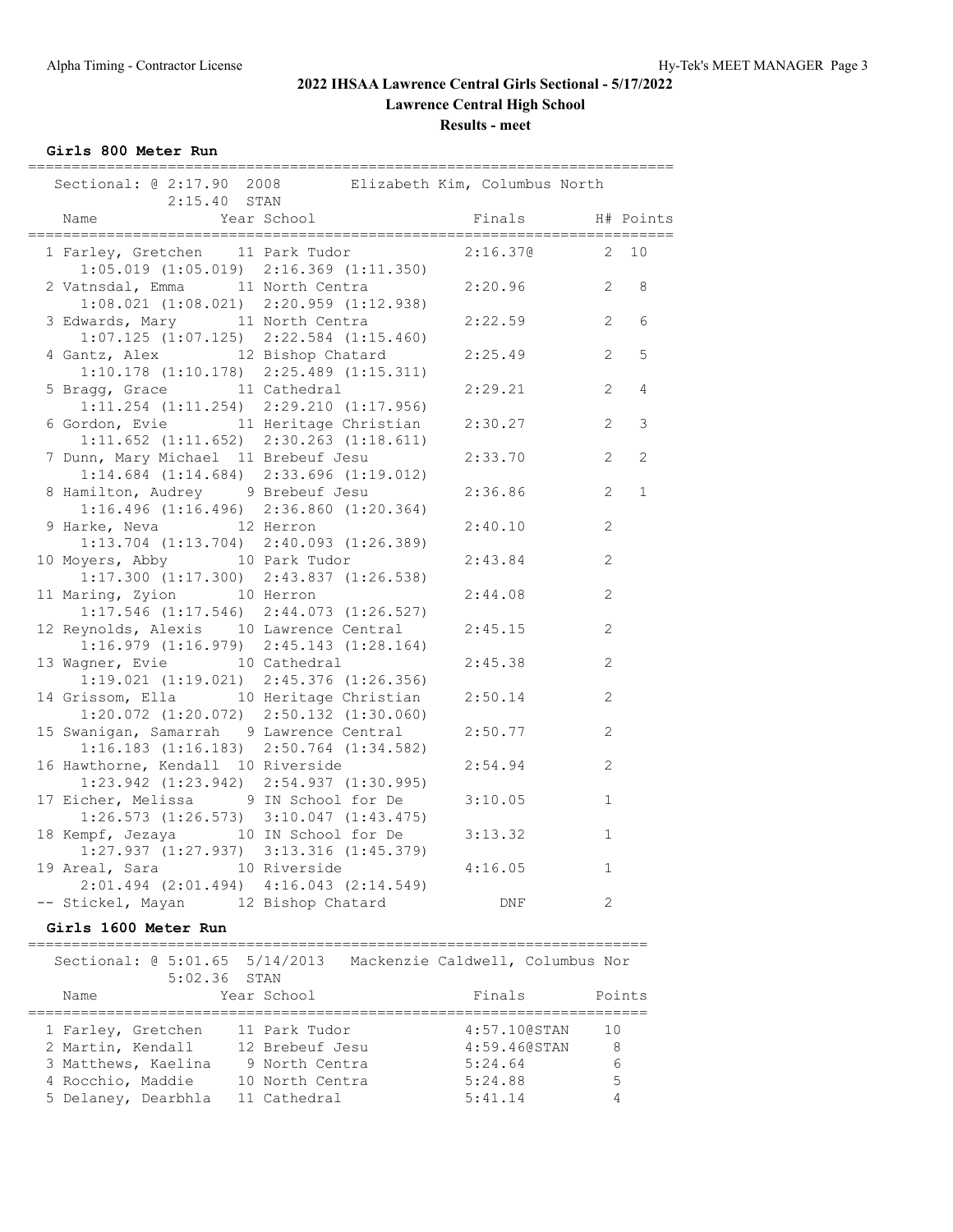## 2022 IHSAA Lawrence Central Girls Sectional - 5/17/2022

**Lawrence Central High School**

**Results - meet**

### Girls 800 Meter Run

Sectional: @ 2:17.90 2008 Elizabeth Kim, Columbus North
2:15.40 STAN

| Place | Name | Year | School | Finals | H# | Points |
|---|---|---|---|---|---|---|
| 1 | Farley, Gretchen | 11 | Park Tudor | 2:16.37@ | 2 | 10 |
| | 1:05.019 (1:05.019) 2:16.369 (1:11.350) | | | | | |
| 2 | Vatnsdal, Emma | 11 | North Centra | 2:20.96 | 2 | 8 |
| | 1:08.021 (1:08.021) 2:20.959 (1:12.938) | | | | | |
| 3 | Edwards, Mary | 11 | North Centra | 2:22.59 | 2 | 6 |
| | 1:07.125 (1:07.125) 2:22.584 (1:15.460) | | | | | |
| 4 | Gantz, Alex | 12 | Bishop Chatard | 2:25.49 | 2 | 5 |
| | 1:10.178 (1:10.178) 2:25.489 (1:15.311) | | | | | |
| 5 | Bragg, Grace | 11 | Cathedral | 2:29.21 | 2 | 4 |
| | 1:11.254 (1:11.254) 2:29.210 (1:17.956) | | | | | |
| 6 | Gordon, Evie | 11 | Heritage Christian | 2:30.27 | 2 | 3 |
| | 1:11.652 (1:11.652) 2:30.263 (1:18.611) | | | | | |
| 7 | Dunn, Mary Michael | 11 | Brebeuf Jesu | 2:33.70 | 2 | 2 |
| | 1:14.684 (1:14.684) 2:33.696 (1:19.012) | | | | | |
| 8 | Hamilton, Audrey | 9 | Brebeuf Jesu | 2:36.86 | 2 | 1 |
| | 1:16.496 (1:16.496) 2:36.860 (1:20.364) | | | | | |
| 9 | Harke, Neva | 12 | Herron | 2:40.10 | 2 | |
| | 1:13.704 (1:13.704) 2:40.093 (1:26.389) | | | | | |
| 10 | Moyers, Abby | 10 | Park Tudor | 2:43.84 | 2 | |
| | 1:17.300 (1:17.300) 2:43.837 (1:26.538) | | | | | |
| 11 | Maring, Zyion | 10 | Herron | 2:44.08 | 2 | |
| | 1:17.546 (1:17.546) 2:44.073 (1:26.527) | | | | | |
| 12 | Reynolds, Alexis | 10 | Lawrence Central | 2:45.15 | 2 | |
| | 1:16.979 (1:16.979) 2:45.143 (1:28.164) | | | | | |
| 13 | Wagner, Evie | 10 | Cathedral | 2:45.38 | 2 | |
| | 1:19.021 (1:19.021) 2:45.376 (1:26.356) | | | | | |
| 14 | Grissom, Ella | 10 | Heritage Christian | 2:50.14 | 2 | |
| | 1:20.072 (1:20.072) 2:50.132 (1:30.060) | | | | | |
| 15 | Swanigan, Samarrah | 9 | Lawrence Central | 2:50.77 | 2 | |
| | 1:16.183 (1:16.183) 2:50.764 (1:34.582) | | | | | |
| 16 | Hawthorne, Kendall | 10 | Riverside | 2:54.94 | 2 | |
| | 1:23.942 (1:23.942) 2:54.937 (1:30.995) | | | | | |
| 17 | Eicher, Melissa | 9 | IN School for De | 3:10.05 | 1 | |
| | 1:26.573 (1:26.573) 3:10.047 (1:43.475) | | | | | |
| 18 | Kempf, Jezaya | 10 | IN School for De | 3:13.32 | 1 | |
| | 1:27.937 (1:27.937) 3:13.316 (1:45.379) | | | | | |
| 19 | Areal, Sara | 10 | Riverside | 4:16.05 | 1 | |
| | 2:01.494 (2:01.494) 4:16.043 (2:14.549) | | | | | |
| -- | Stickel, Mayan | 12 | Bishop Chatard | DNF | 2 | |

### Girls 1600 Meter Run

Sectional: @ 5:01.65 5/14/2013 Mackenzie Caldwell, Columbus Nor
5:02.36 STAN

| Place | Name | Year | School | Finals | Points |
|---|---|---|---|---|---|
| 1 | Farley, Gretchen | 11 | Park Tudor | 4:57.10@STAN | 10 |
| 2 | Martin, Kendall | 12 | Brebeuf Jesu | 4:59.46@STAN | 8 |
| 3 | Matthews, Kaelina | 9 | North Centra | 5:24.64 | 6 |
| 4 | Rocchio, Maddie | 10 | North Centra | 5:24.88 | 5 |
| 5 | Delaney, Dearbhla | 11 | Cathedral | 5:41.14 | 4 |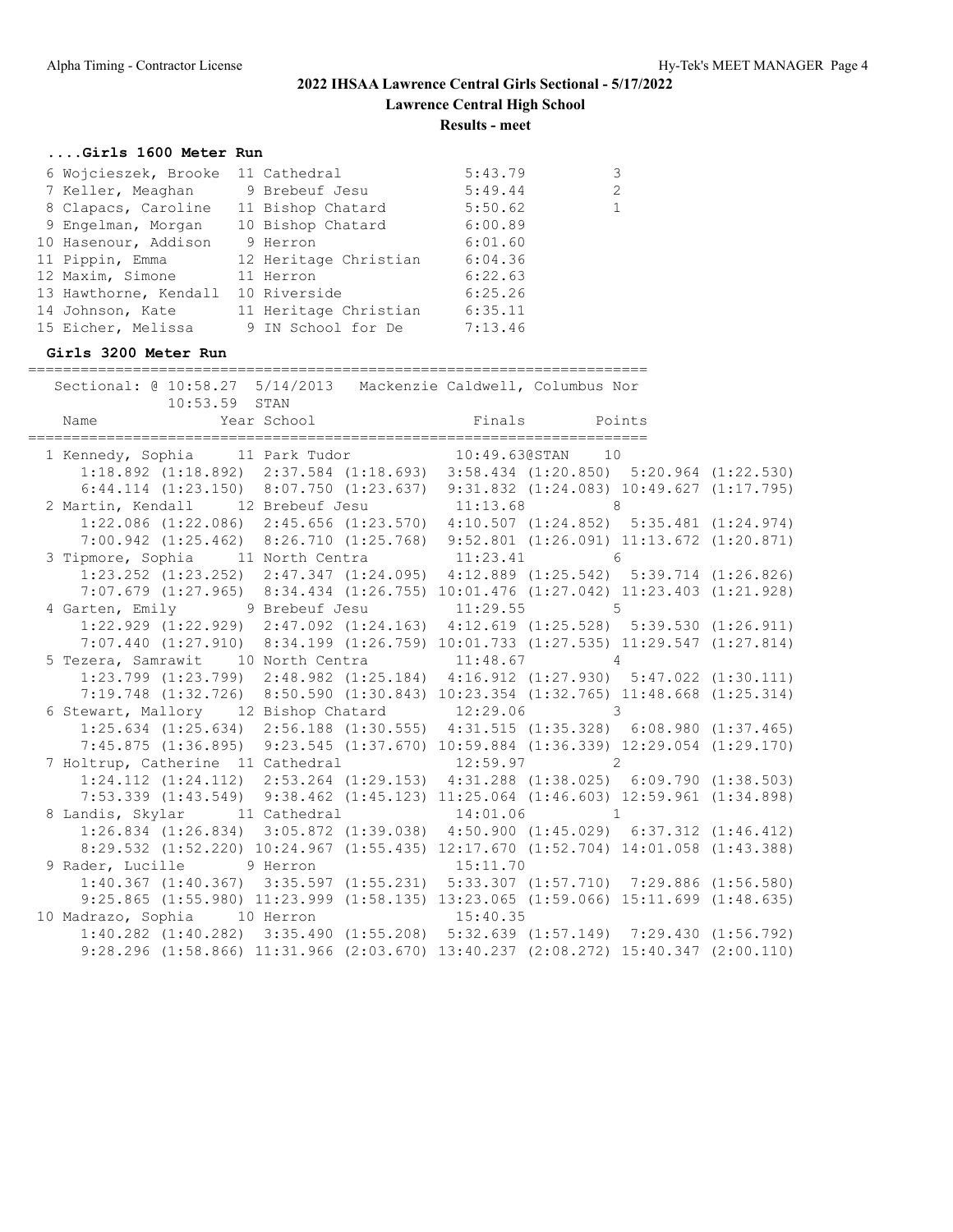# 2022 IHSAA Lawrence Central Girls Sectional - 5/17/2022

**Lawrence Central High School**

**Results - meet**

### ....Girls 1600 Meter Run

| Place | Name | Year | School | Finals | Points |
|---|---|---|---|---|---|
| 6 | Wojcieszek, Brooke | 11 | Cathedral | 5:43.79 | 3 |
| 7 | Keller, Meaghan | 9 | Brebeuf Jesu | 5:49.44 | 2 |
| 8 | Clapacs, Caroline | 11 | Bishop Chatard | 5:50.62 | 1 |
| 9 | Engelman, Morgan | 10 | Bishop Chatard | 6:00.89 | |
| 10 | Hasenour, Addison | 9 | Herron | 6:01.60 | |
| 11 | Pippin, Emma | 12 | Heritage Christian | 6:04.36 | |
| 12 | Maxim, Simone | 11 | Herron | 6:22.63 | |
| 13 | Hawthorne, Kendall | 10 | Riverside | 6:25.26 | |
| 14 | Johnson, Kate | 11 | Heritage Christian | 6:35.11 | |
| 15 | Eicher, Melissa | 9 | IN School for De | 7:13.46 | |

### Girls 3200 Meter Run

Sectional: @ 10:58.27 5/14/2013 Mackenzie Caldwell, Columbus Nor
10:53.59 STAN

| Place | Name | Year | School | Finals | Points |
|---|---|---|---|---|---|
| 1 | Kennedy, Sophia | 11 | Park Tudor | 10:49.63@STAN | 10 |
| | 1:18.892 (1:18.892) 2:37.584 (1:18.693) 3:58.434 (1:20.850) 5:20.964 (1:22.530) 6:44.114 (1:23.150) 8:07.750 (1:23.637) 9:31.832 (1:24.083) 10:49.627 (1:17.795) | | | | |
| 2 | Martin, Kendall | 12 | Brebeuf Jesu | 11:13.68 | 8 |
| | 1:22.086 (1:22.086) 2:45.656 (1:23.570) 4:10.507 (1:24.852) 5:35.481 (1:24.974) 7:00.942 (1:25.462) 8:26.710 (1:25.768) 9:52.801 (1:26.091) 11:13.672 (1:20.871) | | | | |
| 3 | Tipmore, Sophia | 11 | North Centra | 11:23.41 | 6 |
| | 1:23.252 (1:23.252) 2:47.347 (1:24.095) 4:12.889 (1:25.542) 5:39.714 (1:26.826) 7:07.679 (1:27.965) 8:34.434 (1:26.755) 10:01.476 (1:27.042) 11:23.403 (1:21.928) | | | | |
| 4 | Garten, Emily | 9 | Brebeuf Jesu | 11:29.55 | 5 |
| | 1:22.929 (1:22.929) 2:47.092 (1:24.163) 4:12.619 (1:25.528) 5:39.530 (1:26.911) 7:07.440 (1:27.910) 8:34.199 (1:26.759) 10:01.733 (1:27.535) 11:29.547 (1:27.814) | | | | |
| 5 | Tezera, Samrawit | 10 | North Centra | 11:48.67 | 4 |
| | 1:23.799 (1:23.799) 2:48.982 (1:25.184) 4:16.912 (1:27.930) 5:47.022 (1:30.111) 7:19.748 (1:32.726) 8:50.590 (1:30.843) 10:23.354 (1:32.765) 11:48.668 (1:25.314) | | | | |
| 6 | Stewart, Mallory | 12 | Bishop Chatard | 12:29.06 | 3 |
| | 1:25.634 (1:25.634) 2:56.188 (1:30.555) 4:31.515 (1:35.328) 6:08.980 (1:37.465) 7:45.875 (1:36.895) 9:23.545 (1:37.670) 10:59.884 (1:36.339) 12:29.054 (1:29.170) | | | | |
| 7 | Holtrup, Catherine | 11 | Cathedral | 12:59.97 | 2 |
| | 1:24.112 (1:24.112) 2:53.264 (1:29.153) 4:31.288 (1:38.025) 6:09.790 (1:38.503) 7:53.339 (1:43.549) 9:38.462 (1:45.123) 11:25.064 (1:46.603) 12:59.961 (1:34.898) | | | | |
| 8 | Landis, Skylar | 11 | Cathedral | 14:01.06 | 1 |
| | 1:26.834 (1:26.834) 3:05.872 (1:39.038) 4:50.900 (1:45.029) 6:37.312 (1:46.412) 8:29.532 (1:52.220) 10:24.967 (1:55.435) 12:17.670 (1:52.704) 14:01.058 (1:43.388) | | | | |
| 9 | Rader, Lucille | 9 | Herron | 15:11.70 | |
| | 1:40.367 (1:40.367) 3:35.597 (1:55.231) 5:33.307 (1:57.710) 7:29.886 (1:56.580) 9:25.865 (1:55.980) 11:23.999 (1:58.135) 13:23.065 (1:59.066) 15:11.699 (1:48.635) | | | | |
| 10 | Madrazo, Sophia | 10 | Herron | 15:40.35 | |
| | 1:40.282 (1:40.282) 3:35.490 (1:55.208) 5:32.639 (1:57.149) 7:29.430 (1:56.792) 9:28.296 (1:58.866) 11:31.966 (2:03.670) 13:40.237 (2:08.272) 15:40.347 (2:00.110) | | | | |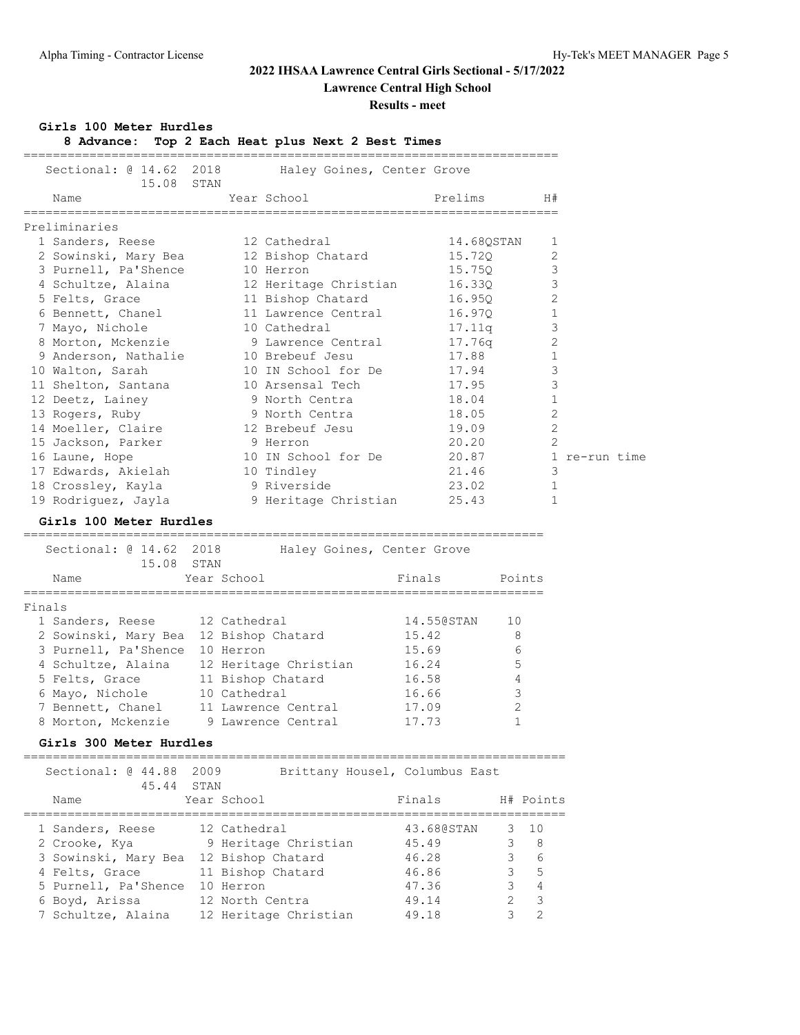# 2022 IHSAA Lawrence Central Girls Sectional - 5/17/2022

## Lawrence Central High School

### Results - meet

### Girls 100 Meter Hurdles

**8 Advance: Top 2 Each Heat plus Next 2 Best Times**

Sectional: @ 14.62 2018 Haley Goines, Center Grove
15.08 STAN

| | Name | Year | School | Prelims | H# | |
|---|---|---|---|---|---|---|
| **Preliminaries** | | | | | | |
| 1 | Sanders, Reese | 12 | Cathedral | 14.68QSTAN | 1 | |
| 2 | Sowinski, Mary Bea | 12 | Bishop Chatard | 15.72Q | 2 | |
| 3 | Purnell, Pa'Shence | 10 | Herron | 15.75Q | 3 | |
| 4 | Schultze, Alaina | 12 | Heritage Christian | 16.33Q | 3 | |
| 5 | Felts, Grace | 11 | Bishop Chatard | 16.95Q | 2 | |
| 6 | Bennett, Chanel | 11 | Lawrence Central | 16.97Q | 1 | |
| 7 | Mayo, Nichole | 10 | Cathedral | 17.11q | 3 | |
| 8 | Morton, Mckenzie | 9 | Lawrence Central | 17.76q | 2 | |
| 9 | Anderson, Nathalie | 10 | Brebeuf Jesu | 17.88 | 1 | |
| 10 | Walton, Sarah | 10 | IN School for De | 17.94 | 3 | |
| 11 | Shelton, Santana | 10 | Arsensal Tech | 17.95 | 3 | |
| 12 | Deetz, Lainey | 9 | North Centra | 18.04 | 1 | |
| 13 | Rogers, Ruby | 9 | North Centra | 18.05 | 2 | |
| 14 | Moeller, Claire | 12 | Brebeuf Jesu | 19.09 | 2 | |
| 15 | Jackson, Parker | 9 | Herron | 20.20 | 2 | |
| 16 | Laune, Hope | 10 | IN School for De | 20.87 | 1 | re-run time |
| 17 | Edwards, Akielah | 10 | Tindley | 21.46 | 3 | |
| 18 | Crossley, Kayla | 9 | Riverside | 23.02 | 1 | |
| 19 | Rodriguez, Jayla | 9 | Heritage Christian | 25.43 | 1 | |

### Girls 100 Meter Hurdles

Sectional: @ 14.62 2018 Haley Goines, Center Grove
15.08 STAN

| | Name | Year | School | Finals | Points |
|---|---|---|---|---|---|
| **Finals** | | | | | |
| 1 | Sanders, Reese | 12 | Cathedral | 14.55@STAN | 10 |
| 2 | Sowinski, Mary Bea | 12 | Bishop Chatard | 15.42 | 8 |
| 3 | Purnell, Pa'Shence | 10 | Herron | 15.69 | 6 |
| 4 | Schultze, Alaina | 12 | Heritage Christian | 16.24 | 5 |
| 5 | Felts, Grace | 11 | Bishop Chatard | 16.58 | 4 |
| 6 | Mayo, Nichole | 10 | Cathedral | 16.66 | 3 |
| 7 | Bennett, Chanel | 11 | Lawrence Central | 17.09 | 2 |
| 8 | Morton, Mckenzie | 9 | Lawrence Central | 17.73 | 1 |

### Girls 300 Meter Hurdles

Sectional: @ 44.88 2009 Brittany Housel, Columbus East
45.44 STAN

| | Name | Year | School | Finals | H# | Points |
|---|---|---|---|---|---|---|
| 1 | Sanders, Reese | 12 | Cathedral | 43.68@STAN | 3 | 10 |
| 2 | Crooke, Kya | 9 | Heritage Christian | 45.49 | 3 | 8 |
| 3 | Sowinski, Mary Bea | 12 | Bishop Chatard | 46.28 | 3 | 6 |
| 4 | Felts, Grace | 11 | Bishop Chatard | 46.86 | 3 | 5 |
| 5 | Purnell, Pa'Shence | 10 | Herron | 47.36 | 3 | 4 |
| 6 | Boyd, Arissa | 12 | North Centra | 49.14 | 2 | 3 |
| 7 | Schultze, Alaina | 12 | Heritage Christian | 49.18 | 3 | 2 |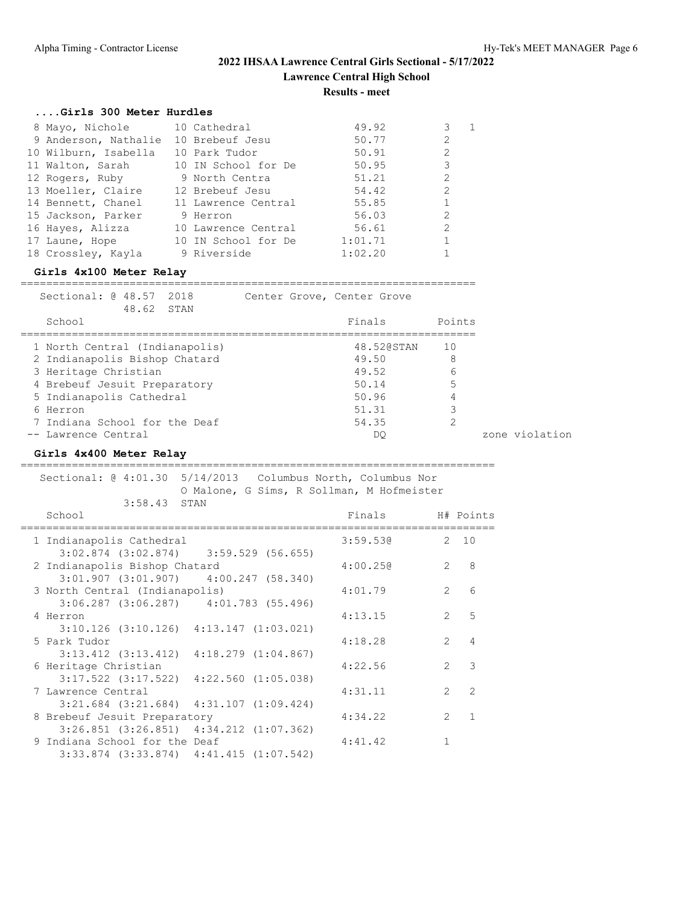# 2022 IHSAA Lawrence Central Girls Sectional - 5/17/2022

**Lawrence Central High School**

**Results - meet**

### ....Girls 300 Meter Hurdles

| Place | Name | Yr | School | Finals | H# | Points |
|---|---|---|---|---|---|---|
| 8 | Mayo, Nichole | 10 | Cathedral | 49.92 | 3 | 1 |
| 9 | Anderson, Nathalie | 10 | Brebeuf Jesu | 50.77 | 2 | |
| 10 | Wilburn, Isabella | 10 | Park Tudor | 50.91 | 2 | |
| 11 | Walton, Sarah | 10 | IN School for De | 50.95 | 3 | |
| 12 | Rogers, Ruby | 9 | North Centra | 51.21 | 2 | |
| 13 | Moeller, Claire | 12 | Brebeuf Jesu | 54.42 | 2 | |
| 14 | Bennett, Chanel | 11 | Lawrence Central | 55.85 | 1 | |
| 15 | Jackson, Parker | 9 | Herron | 56.03 | 2 | |
| 16 | Hayes, Alizza | 10 | Lawrence Central | 56.61 | 2 | |
| 17 | Laune, Hope | 10 | IN School for De | 1:01.71 | 1 | |
| 18 | Crossley, Kayla | 9 | Riverside | 1:02.20 | 1 | |

### Girls 4x100 Meter Relay

Sectional: @ 48.57 2018 Center Grove, Center Grove
48.62 STAN

| Place | School | Finals | Points | |
|---|---|---|---|---|
| 1 | North Central (Indianapolis) | 48.52@STAN | 10 | |
| 2 | Indianapolis Bishop Chatard | 49.50 | 8 | |
| 3 | Heritage Christian | 49.52 | 6 | |
| 4 | Brebeuf Jesuit Preparatory | 50.14 | 5 | |
| 5 | Indianapolis Cathedral | 50.96 | 4 | |
| 6 | Herron | 51.31 | 3 | |
| 7 | Indiana School for the Deaf | 54.35 | 2 | |
| -- | Lawrence Central | DQ | | zone violation |

### Girls 4x400 Meter Relay

Sectional: @ 4:01.30 5/14/2013 Columbus North, Columbus Nor
O Malone, G Sims, R Sollman, M Hofmeister
3:58.43 STAN

| Place | School | Finals | H# | Points |
|---|---|---|---|---|
| 1 | Indianapolis Cathedral | 3:59.53@ | 2 | 10 |
| | 3:02.874 (3:02.874) 3:59.529 (56.655) | | | |
| 2 | Indianapolis Bishop Chatard | 4:00.25@ | 2 | 8 |
| | 3:01.907 (3:01.907) 4:00.247 (58.340) | | | |
| 3 | North Central (Indianapolis) | 4:01.79 | 2 | 6 |
| | 3:06.287 (3:06.287) 4:01.783 (55.496) | | | |
| 4 | Herron | 4:13.15 | 2 | 5 |
| | 3:10.126 (3:10.126) 4:13.147 (1:03.021) | | | |
| 5 | Park Tudor | 4:18.28 | 2 | 4 |
| | 3:13.412 (3:13.412) 4:18.279 (1:04.867) | | | |
| 6 | Heritage Christian | 4:22.56 | 2 | 3 |
| | 3:17.522 (3:17.522) 4:22.560 (1:05.038) | | | |
| 7 | Lawrence Central | 4:31.11 | 2 | 2 |
| | 3:21.684 (3:21.684) 4:31.107 (1:09.424) | | | |
| 8 | Brebeuf Jesuit Preparatory | 4:34.22 | 2 | 1 |
| | 3:26.851 (3:26.851) 4:34.212 (1:07.362) | | | |
| 9 | Indiana School for the Deaf | 4:41.42 | 1 | |
| | 3:33.874 (3:33.874) 4:41.415 (1:07.542) | | | |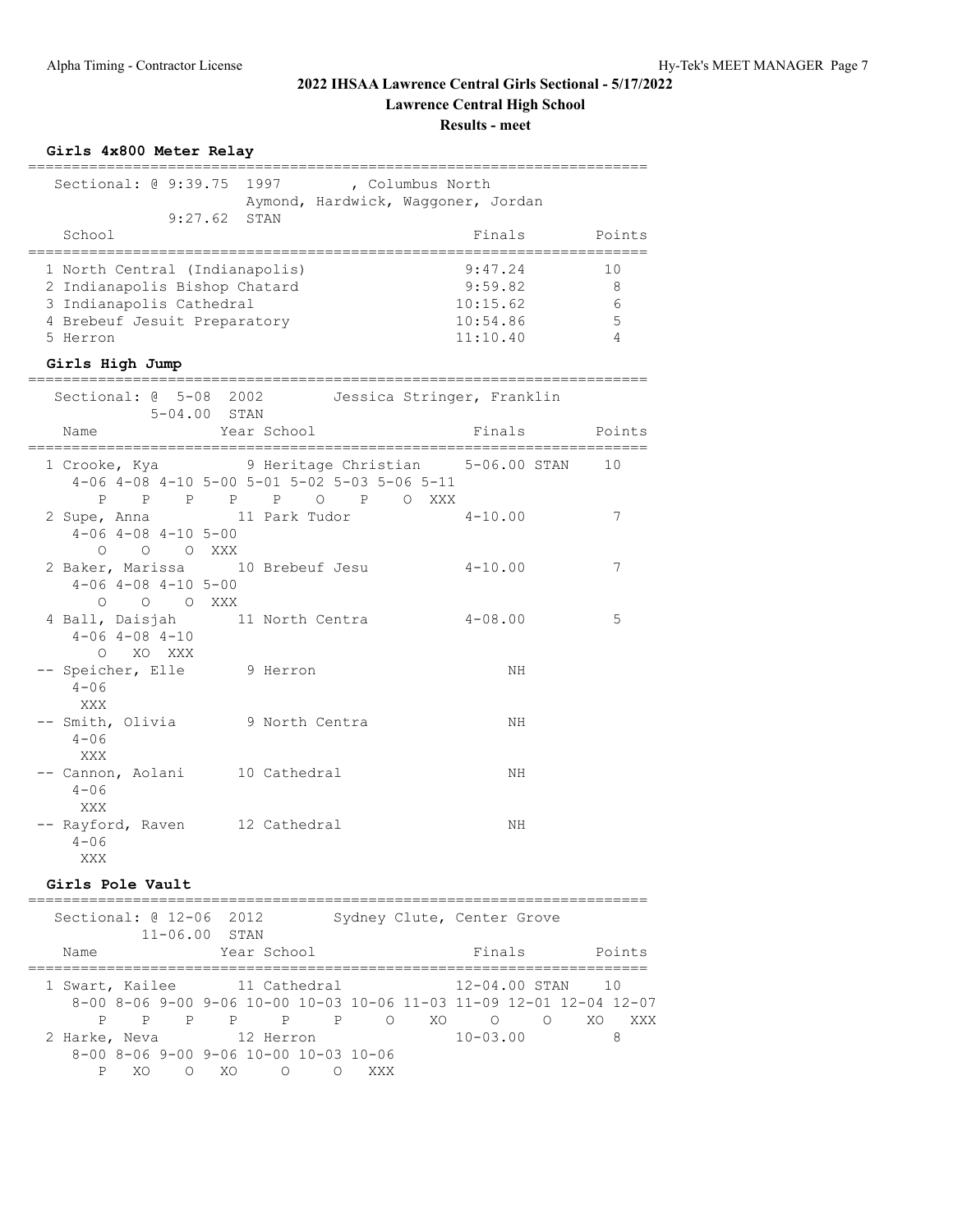## 2022 IHSAA Lawrence Central Girls Sectional - 5/17/2022

**Lawrence Central High School**

**Results - meet**

### Girls 4x800 Meter Relay

Sectional: @ 9:39.75 1997 , Columbus North
Aymond, Hardwick, Waggoner, Jordan
9:27.62 STAN

| School | Finals | Points |
|---|---|---|
| 1 North Central (Indianapolis) | 9:47.24 | 10 |
| 2 Indianapolis Bishop Chatard | 9:59.82 | 8 |
| 3 Indianapolis Cathedral | 10:15.62 | 6 |
| 4 Brebeuf Jesuit Preparatory | 10:54.86 | 5 |
| 5 Herron | 11:10.40 | 4 |

### Girls High Jump

Sectional: @ 5-08 2002 Jessica Stringer, Franklin
5-04.00 STAN

| Name | Year | School | Finals | Points |
|---|---|---|---|---|
| 1 Crooke, Kya | 9 | Heritage Christian | 5-06.00 STAN | 10 |
| 2 Supe, Anna | 11 | Park Tudor | 4-10.00 | 7 |
| 2 Baker, Marissa | 10 | Brebeuf Jesu | 4-10.00 | 7 |
| 4 Ball, Daisjah | 11 | North Centra | 4-08.00 | 5 |
| -- Speicher, Elle | 9 | Herron | NH | |
| -- Smith, Olivia | 9 | North Centra | NH | |
| -- Cannon, Aolani | 10 | Cathedral | NH | |
| -- Rayford, Raven | 12 | Cathedral | NH | |

```
1 Crooke, Kya
  4-06 4-08 4-10 5-00 5-01 5-02 5-03 5-06 5-11
     P    P    P    P    P    O    P    O  XXX
2 Supe, Anna
  4-06 4-08 4-10 5-00
     O    O    O  XXX
2 Baker, Marissa
  4-06 4-08 4-10 5-00
     O    O    O  XXX
4 Ball, Daisjah
  4-06 4-08 4-10
     O   XO  XXX
-- Speicher, Elle
  4-06
   XXX
-- Smith, Olivia
  4-06
   XXX
-- Cannon, Aolani
  4-06
   XXX
-- Rayford, Raven
  4-06
   XXX
```

### Girls Pole Vault

Sectional: @ 12-06 2012 Sydney Clute, Center Grove
11-06.00 STAN

| Name | Year | School | Finals | Points |
|---|---|---|---|---|
| 1 Swart, Kailee | 11 | Cathedral | 12-04.00 STAN | 10 |
| 2 Harke, Neva | 12 | Herron | 10-03.00 | 8 |

```
1 Swart, Kailee
  8-00 8-06 9-00 9-06 10-00 10-03 10-06 11-03 11-09 12-01 12-04 12-07
     P    P    P    P     P     P     O    XO     O     O    XO   XXX
2 Harke, Neva
  8-00 8-06 9-00 9-06 10-00 10-03 10-06
     P   XO    O   XO     O     O   XXX
```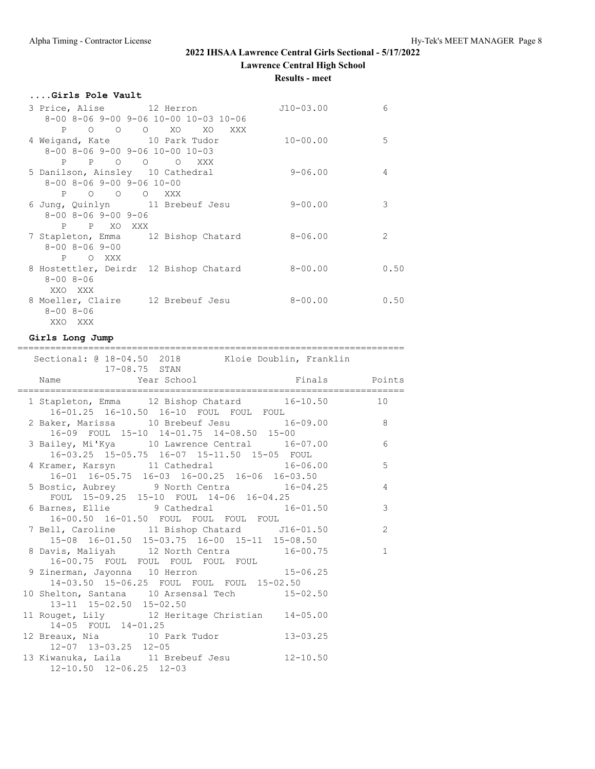## 2022 IHSAA Lawrence Central Girls Sectional - 5/17/2022

**Lawrence Central High School**

**Results - meet**

### ....Girls Pole Vault

```
 3 Price, Alise        12 Herron              J10-03.00          6
    8-00 8-06 9-00 9-06 10-00 10-03 10-06
       P    O    O    O    XO    XO   XXX
 4 Weigand, Kate       10 Park Tudor           10-00.00          5
    8-00 8-06 9-00 9-06 10-00 10-03
       P    P    O    O    O   XXX
 5 Danilson, Ainsley   10 Cathedral             9-06.00          4
    8-00 8-06 9-00 9-06 10-00
       P    O    O    O   XXX
 6 Jung, Quinlyn       11 Brebeuf Jesu          9-00.00          3
    8-00 8-06 9-00 9-06
       P    P   XO  XXX
 7 Stapleton, Emma     12 Bishop Chatard        8-06.00          2
    8-00 8-06 9-00
       P    O  XXX
 8 Hostettler, Deirdr  12 Bishop Chatard        8-00.00       0.50
    8-00 8-06
     XXO  XXX
 8 Moeller, Claire     12 Brebeuf Jesu          8-00.00       0.50
    8-00 8-06
     XXO  XXX
```

### Girls Long Jump

```
=======================================================================
   Sectional: @ 18-04.50  2018         Kloie Doublin, Franklin
               17-08.75  STAN
    Name                 Year School                 Finals      Points
=======================================================================
  1 Stapleton, Emma     12 Bishop Chatard         16-10.50         10
     16-01.25  16-10.50  16-10  FOUL  FOUL  FOUL
  2 Baker, Marissa      10 Brebeuf Jesu           16-09.00          8
     16-09  FOUL  15-10  14-01.75  14-08.50  15-00
  3 Bailey, Mi'Kya      10 Lawrence Central       16-07.00          6
     16-03.25  15-05.75  16-07  15-11.50  15-05  FOUL
  4 Kramer, Karsyn      11 Cathedral              16-06.00          5
     16-01  16-05.75  16-03  16-00.25  16-06  16-03.50
  5 Bostic, Aubrey       9 North Centra           16-04.25          4
     FOUL  15-09.25  15-10  FOUL  14-06  16-04.25
  6 Barnes, Ellie        9 Cathedral              16-01.50          3
     16-00.50  16-01.50  FOUL  FOUL  FOUL  FOUL
  7 Bell, Caroline      11 Bishop Chatard        J16-01.50          2
     15-08  16-01.50  15-03.75  16-00  15-11  15-08.50
  8 Davis, Maliyah      12 North Centra           16-00.75          1
     16-00.75  FOUL  FOUL  FOUL  FOUL  FOUL
  9 Zinerman, Jayonna   10 Herron                 15-06.25
     14-03.50  15-06.25  FOUL  FOUL  FOUL  15-02.50
 10 Shelton, Santana    10 Arsensal Tech          15-02.50
     13-11  15-02.50  15-02.50
 11 Rouget, Lily        12 Heritage Christian     14-05.00
     14-05  FOUL  14-01.25
 12 Breaux, Nia         10 Park Tudor             13-03.25
     12-07  13-03.25  12-05
 13 Kiwanuka, Laila     11 Brebeuf Jesu           12-10.50
     12-10.50  12-06.25  12-03
```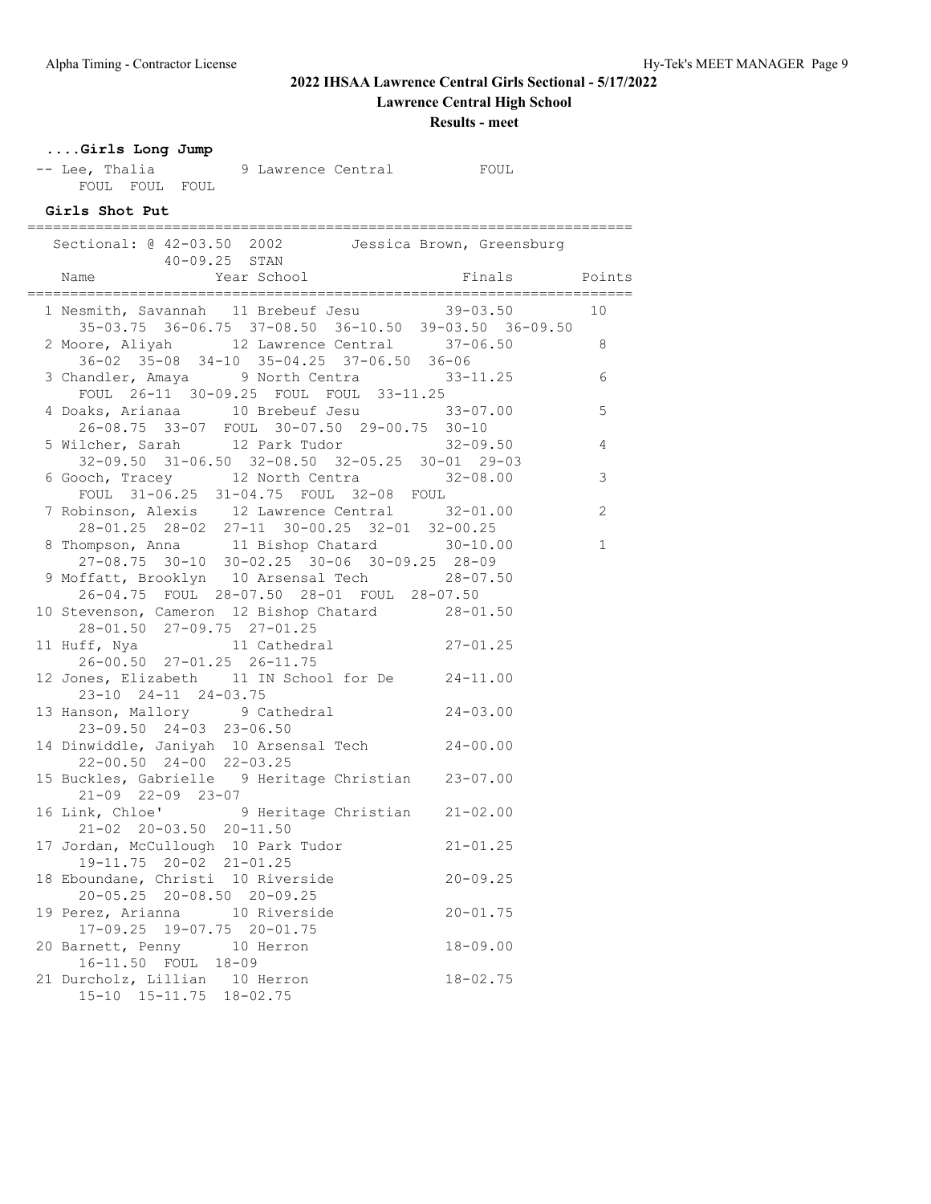## 2022 IHSAA Lawrence Central Girls Sectional - 5/17/2022

**Lawrence Central High School**

**Results - meet**

### ....Girls Long Jump

```
-- Lee, Thalia          9 Lawrence Central         FOUL
    FOUL  FOUL  FOUL
```

### Girls Shot Put

```
=======================================================================
   Sectional: @ 42-03.50  2002        Jessica Brown, Greensburg
              40-09.25  STAN
    Name                Year School                 Finals      Points
=======================================================================
  1 Nesmith, Savannah   11 Brebeuf Jesu           39-03.50        10
     35-03.75  36-06.75  37-08.50  36-10.50  39-03.50  36-09.50
  2 Moore, Aliyah       12 Lawrence Central       37-06.50         8
     36-02  35-08  34-10  35-04.25  37-06.50  36-06
  3 Chandler, Amaya      9 North Centra           33-11.25         6
     FOUL  26-11  30-09.25  FOUL  FOUL  33-11.25
  4 Doaks, Arianaa      10 Brebeuf Jesu           33-07.00         5
     26-08.75  33-07  FOUL  30-07.50  29-00.75  30-10
  5 Wilcher, Sarah      12 Park Tudor             32-09.50         4
     32-09.50  31-06.50  32-08.50  32-05.25  30-01  29-03
  6 Gooch, Tracey       12 North Centra           32-08.00         3
     FOUL  31-06.25  31-04.75  FOUL  32-08  FOUL
  7 Robinson, Alexis    12 Lawrence Central       32-01.00         2
     28-01.25  28-02  27-11  30-00.25  32-01  32-00.25
  8 Thompson, Anna      11 Bishop Chatard         30-10.00         1
     27-08.75  30-10  30-02.25  30-06  30-09.25  28-09
  9 Moffatt, Brooklyn   10 Arsensal Tech          28-07.50
     26-04.75  FOUL  28-07.50  28-01  FOUL  28-07.50
 10 Stevenson, Cameron  12 Bishop Chatard         28-01.50
     28-01.50  27-09.75  27-01.25
 11 Huff, Nya           11 Cathedral              27-01.25
     26-00.50  27-01.25  26-11.75
 12 Jones, Elizabeth    11 IN School for De       24-11.00
     23-10  24-11  24-03.75
 13 Hanson, Mallory      9 Cathedral              24-03.00
     23-09.50  24-03  23-06.50
 14 Dinwiddle, Janiyah  10 Arsensal Tech          24-00.00
     22-00.50  24-00  22-03.25
 15 Buckles, Gabrielle   9 Heritage Christian     23-07.00
     21-09  22-09  23-07
 16 Link, Chloe'         9 Heritage Christian     21-02.00
     21-02  20-03.50  20-11.50
 17 Jordan, McCullough  10 Park Tudor             21-01.25
     19-11.75  20-02  21-01.25
 18 Eboundane, Christi  10 Riverside              20-09.25
     20-05.25  20-08.50  20-09.25
 19 Perez, Arianna      10 Riverside              20-01.75
     17-09.25  19-07.75  20-01.75
 20 Barnett, Penny      10 Herron                 18-09.00
     16-11.50  FOUL  18-09
 21 Durcholz, Lillian   10 Herron                 18-02.75
     15-10  15-11.75  18-02.75
```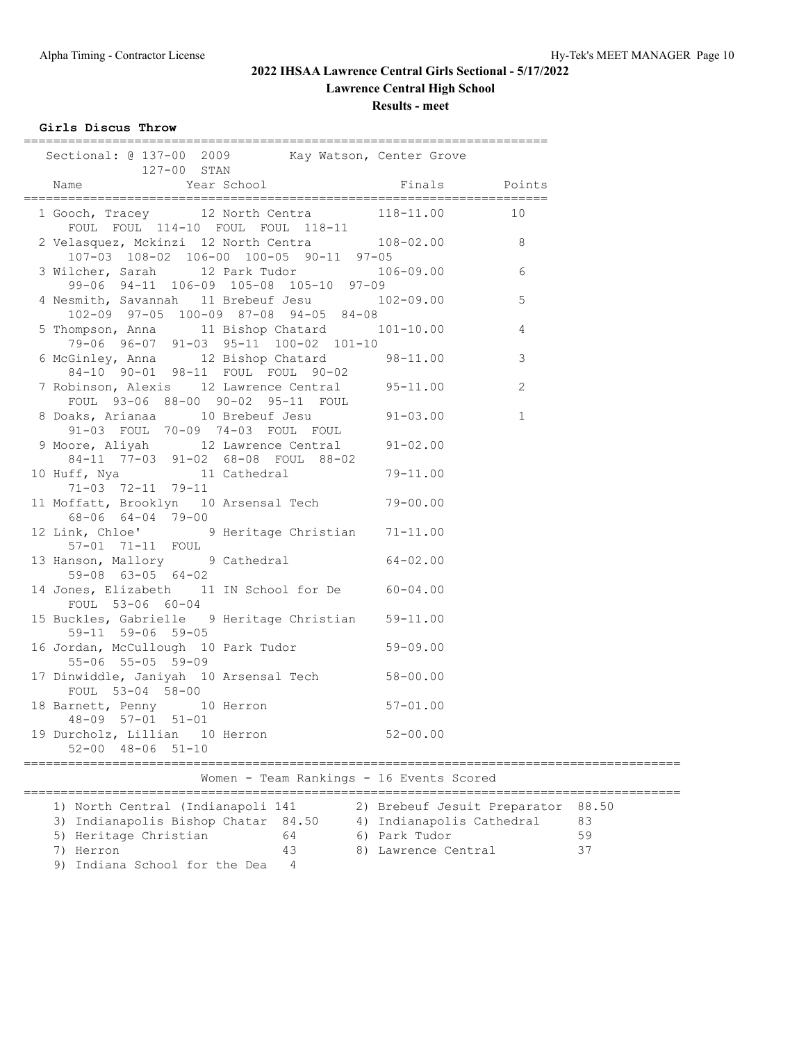# 2022 IHSAA Lawrence Central Girls Sectional - 5/17/2022

## Lawrence Central High School

### Results - meet

**Girls Discus Throw**

Sectional: @ 137-00 2009 Kay Watson, Center Grove
127-00 STAN

| Name | Year | School | Finals | Points |
|---|---|---|---|---|
| 1 Gooch, Tracey | 12 | North Centra | 118-11.00 | 10 |
| FOUL FOUL 114-10 FOUL FOUL 118-11 | | | | |
| 2 Velasquez, Mckinzi | 12 | North Centra | 108-02.00 | 8 |
| 107-03 108-02 106-00 100-05 90-11 97-05 | | | | |
| 3 Wilcher, Sarah | 12 | Park Tudor | 106-09.00 | 6 |
| 99-06 94-11 106-09 105-08 105-10 97-09 | | | | |
| 4 Nesmith, Savannah | 11 | Brebeuf Jesu | 102-09.00 | 5 |
| 102-09 97-05 100-09 87-08 94-05 84-08 | | | | |
| 5 Thompson, Anna | 11 | Bishop Chatard | 101-10.00 | 4 |
| 79-06 96-07 91-03 95-11 100-02 101-10 | | | | |
| 6 McGinley, Anna | 12 | Bishop Chatard | 98-11.00 | 3 |
| 84-10 90-01 98-11 FOUL FOUL 90-02 | | | | |
| 7 Robinson, Alexis | 12 | Lawrence Central | 95-11.00 | 2 |
| FOUL 93-06 88-00 90-02 95-11 FOUL | | | | |
| 8 Doaks, Arianaa | 10 | Brebeuf Jesu | 91-03.00 | 1 |
| 91-03 FOUL 70-09 74-03 FOUL FOUL | | | | |
| 9 Moore, Aliyah | 12 | Lawrence Central | 91-02.00 | |
| 84-11 77-03 91-02 68-08 FOUL 88-02 | | | | |
| 10 Huff, Nya | 11 | Cathedral | 79-11.00 | |
| 71-03 72-11 79-11 | | | | |
| 11 Moffatt, Brooklyn | 10 | Arsensal Tech | 79-00.00 | |
| 68-06 64-04 79-00 | | | | |
| 12 Link, Chloe' | 9 | Heritage Christian | 71-11.00 | |
| 57-01 71-11 FOUL | | | | |
| 13 Hanson, Mallory | 9 | Cathedral | 64-02.00 | |
| 59-08 63-05 64-02 | | | | |
| 14 Jones, Elizabeth | 11 | IN School for De | 60-04.00 | |
| FOUL 53-06 60-04 | | | | |
| 15 Buckles, Gabrielle | 9 | Heritage Christian | 59-11.00 | |
| 59-11 59-06 59-05 | | | | |
| 16 Jordan, McCullough | 10 | Park Tudor | 59-09.00 | |
| 55-06 55-05 59-09 | | | | |
| 17 Dinwiddle, Janiyah | 10 | Arsensal Tech | 58-00.00 | |
| FOUL 53-04 58-00 | | | | |
| 18 Barnett, Penny | 10 | Herron | 57-01.00 | |
| 48-09 57-01 51-01 | | | | |
| 19 Durcholz, Lillian | 10 | Herron | 52-00.00 | |
| 52-00 48-06 51-10 | | | | |

**Women - Team Rankings - 16 Events Scored**

| | | | |
|---|---|---|---|
| 1) North Central (Indianapoli | 141 | 2) Brebeuf Jesuit Preparator | 88.50 |
| 3) Indianapolis Bishop Chatar | 84.50 | 4) Indianapolis Cathedral | 83 |
| 5) Heritage Christian | 64 | 6) Park Tudor | 59 |
| 7) Herron | 43 | 8) Lawrence Central | 37 |
| 9) Indiana School for the Dea | 4 | | |